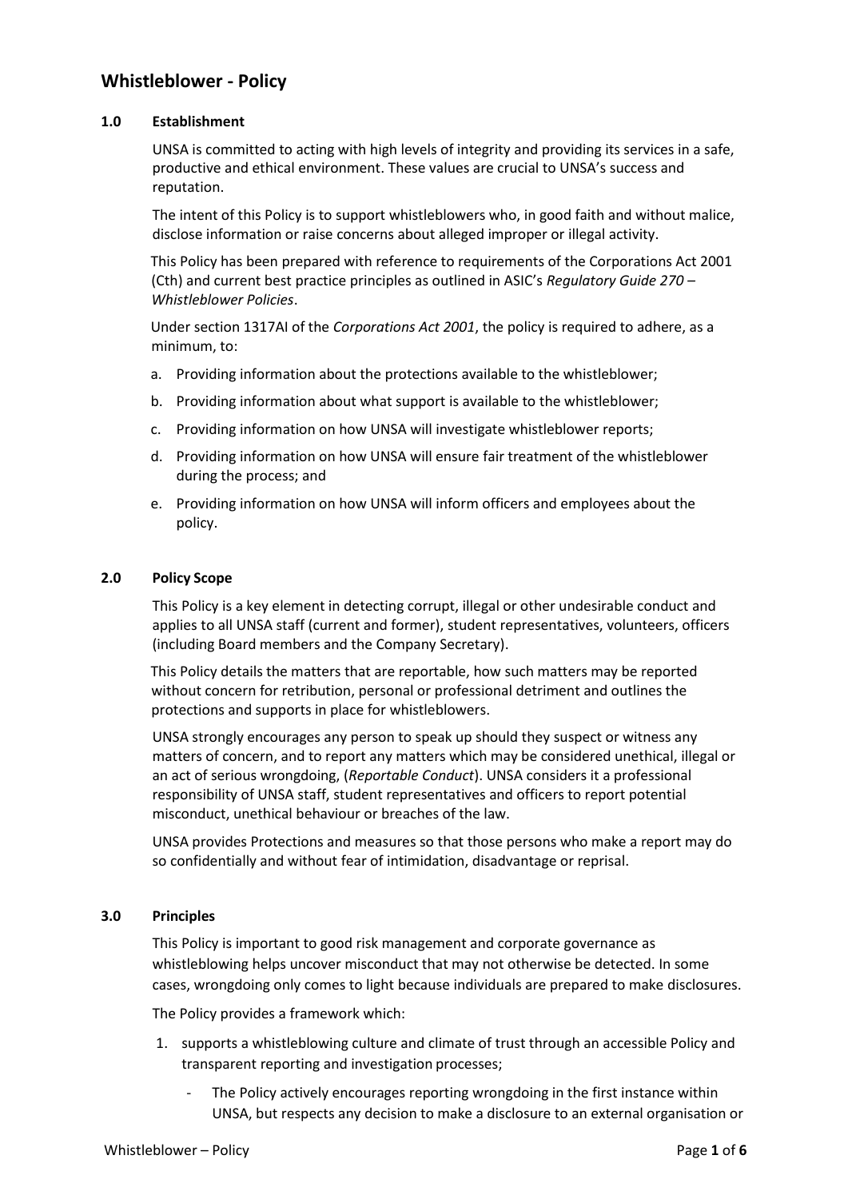# Whistleblower - Policy

## 1.0 Establishment

UNSA is committed to acting with high levels of integrity and providing its services in a safe, productive and ethical environment. These values are crucial to UNSA's success and reputation.

The intent of this Policy is to support whistleblowers who, in good faith and without malice, disclose information or raise concerns about alleged improper or illegal activity.

This Policy has been prepared with reference to requirements of the Corporations Act 2001 (Cth) and current best practice principles as outlined in ASIC's *Regulatory Guide 270 – Whistleblower Policies*.

Under section 1317AI of the *Corporations Act 2001*, the policy is required to adhere, as a minimum, to:

a. Providing information about the protections available to the whistleblower;

b. Providing information about what support is available to the whistleblower;

c. Providing information on how UNSA will investigate whistleblower reports;

d. Providing information on how UNSA will ensure fair treatment of the whistleblower during the process; and

e. Providing information on how UNSA will inform officers and employees about the policy.

## 2.0 Policy Scope

This Policy is a key element in detecting corrupt, illegal or other undesirable conduct and applies to all UNSA staff (current and former), student representatives, volunteers, officers (including Board members and the Company Secretary).

This Policy details the matters that are reportable, how such matters may be reported without concern for retribution, personal or professional detriment and outlines the protections and supports in place for whistleblowers.

UNSA strongly encourages any person to speak up should they suspect or witness any matters of concern, and to report any matters which may be considered unethical, illegal or an act of serious wrongdoing, (*Reportable Conduct*). UNSA considers it a professional responsibility of UNSA staff, student representatives and officers to report potential misconduct, unethical behaviour or breaches of the law.

UNSA provides Protections and measures so that those persons who make a report may do so confidentially and without fear of intimidation, disadvantage or reprisal.

## 3.0 Principles

This Policy is important to good risk management and corporate governance as whistleblowing helps uncover misconduct that may not otherwise be detected. In some cases, wrongdoing only comes to light because individuals are prepared to make disclosures.

The Policy provides a framework which:

1. supports a whistleblowing culture and climate of trust through an accessible Policy and transparent reporting and investigation processes;
   - The Policy actively encourages reporting wrongdoing in the first instance within UNSA, but respects any decision to make a disclosure to an external organisation or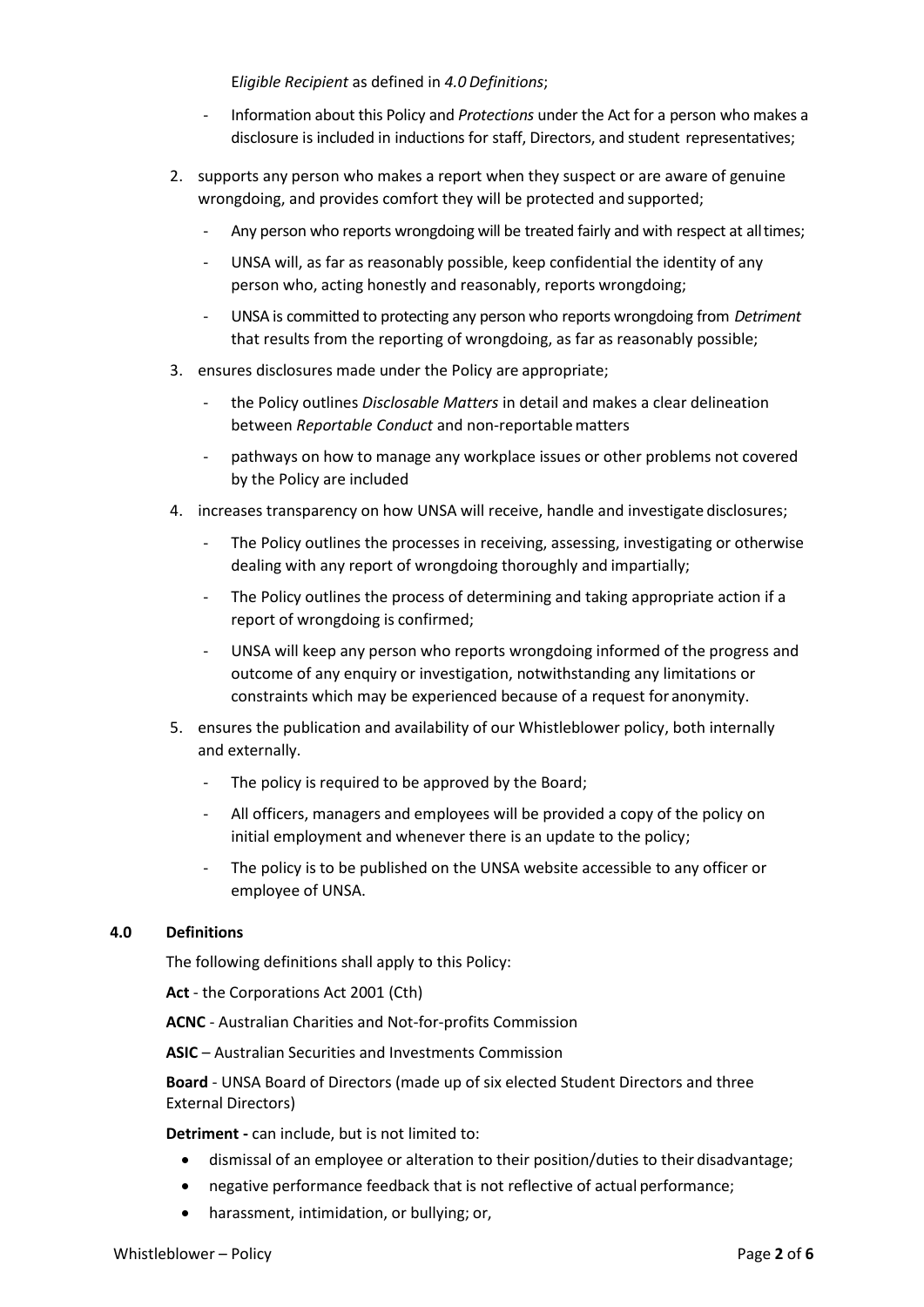*Eligible Recipient* as defined in *4.0 Definitions*;

- Information about this Policy and *Protections* under the Act for a person who makes a disclosure is included in inductions for staff, Directors, and student representatives;

2. supports any person who makes a report when they suspect or are aware of genuine wrongdoing, and provides comfort they will be protected and supported;
   - Any person who reports wrongdoing will be treated fairly and with respect at all times;
   - UNSA will, as far as reasonably possible, keep confidential the identity of any person who, acting honestly and reasonably, reports wrongdoing;
   - UNSA is committed to protecting any person who reports wrongdoing from *Detriment* that results from the reporting of wrongdoing, as far as reasonably possible;
3. ensures disclosures made under the Policy are appropriate;
   - the Policy outlines *Disclosable Matters* in detail and makes a clear delineation between *Reportable Conduct* and non-reportable matters
   - pathways on how to manage any workplace issues or other problems not covered by the Policy are included
4. increases transparency on how UNSA will receive, handle and investigate disclosures;
   - The Policy outlines the processes in receiving, assessing, investigating or otherwise dealing with any report of wrongdoing thoroughly and impartially;
   - The Policy outlines the process of determining and taking appropriate action if a report of wrongdoing is confirmed;
   - UNSA will keep any person who reports wrongdoing informed of the progress and outcome of any enquiry or investigation, notwithstanding any limitations or constraints which may be experienced because of a request for anonymity.
5. ensures the publication and availability of our Whistleblower policy, both internally and externally.
   - The policy is required to be approved by the Board;
   - All officers, managers and employees will be provided a copy of the policy on initial employment and whenever there is an update to the policy;
   - The policy is to be published on the UNSA website accessible to any officer or employee of UNSA.

## 4.0 Definitions

The following definitions shall apply to this Policy:

**Act** - the Corporations Act 2001 (Cth)

**ACNC** - Australian Charities and Not-for-profits Commission

**ASIC** – Australian Securities and Investments Commission

**Board** - UNSA Board of Directors (made up of six elected Student Directors and three External Directors)

**Detriment -** can include, but is not limited to:

- dismissal of an employee or alteration to their position/duties to their disadvantage;
- negative performance feedback that is not reflective of actual performance;
- harassment, intimidation, or bullying; or,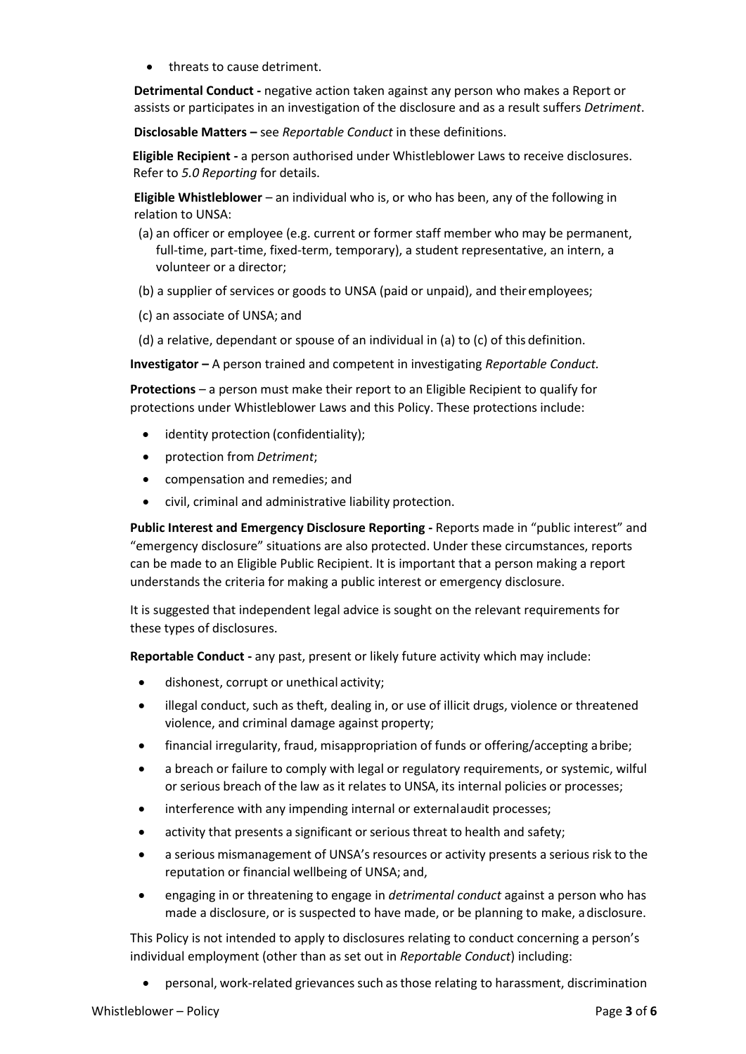- threats to cause detriment.

**Detrimental Conduct -** negative action taken against any person who makes a Report or assists or participates in an investigation of the disclosure and as a result suffers *Detriment*.

**Disclosable Matters –** see *Reportable Conduct* in these definitions.

**Eligible Recipient -** a person authorised under Whistleblower Laws to receive disclosures. Refer to *5.0 Reporting* for details.

**Eligible Whistleblower** – an individual who is, or who has been, any of the following in relation to UNSA:

(a) an officer or employee (e.g. current or former staff member who may be permanent, full-time, part-time, fixed-term, temporary), a student representative, an intern, a volunteer or a director;

(b) a supplier of services or goods to UNSA (paid or unpaid), and their employees;

(c) an associate of UNSA; and

(d) a relative, dependant or spouse of an individual in (a) to (c) of this definition.

**Investigator –** A person trained and competent in investigating *Reportable Conduct.*

**Protections** – a person must make their report to an Eligible Recipient to qualify for protections under Whistleblower Laws and this Policy. These protections include:

- identity protection (confidentiality);
- protection from *Detriment*;
- compensation and remedies; and
- civil, criminal and administrative liability protection.

**Public Interest and Emergency Disclosure Reporting -** Reports made in "public interest" and "emergency disclosure" situations are also protected. Under these circumstances, reports can be made to an Eligible Public Recipient. It is important that a person making a report understands the criteria for making a public interest or emergency disclosure.

It is suggested that independent legal advice is sought on the relevant requirements for these types of disclosures.

**Reportable Conduct -** any past, present or likely future activity which may include:

- dishonest, corrupt or unethical activity;
- illegal conduct, such as theft, dealing in, or use of illicit drugs, violence or threatened violence, and criminal damage against property;
- financial irregularity, fraud, misappropriation of funds or offering/accepting a bribe;
- a breach or failure to comply with legal or regulatory requirements, or systemic, wilful or serious breach of the law as it relates to UNSA, its internal policies or processes;
- interference with any impending internal or external audit processes;
- activity that presents a significant or serious threat to health and safety;
- a serious mismanagement of UNSA's resources or activity presents a serious risk to the reputation or financial wellbeing of UNSA; and,
- engaging in or threatening to engage in *detrimental conduct* against a person who has made a disclosure, or is suspected to have made, or be planning to make, a disclosure.

This Policy is not intended to apply to disclosures relating to conduct concerning a person's individual employment (other than as set out in *Reportable Conduct*) including:

- personal, work-related grievances such as those relating to harassment, discrimination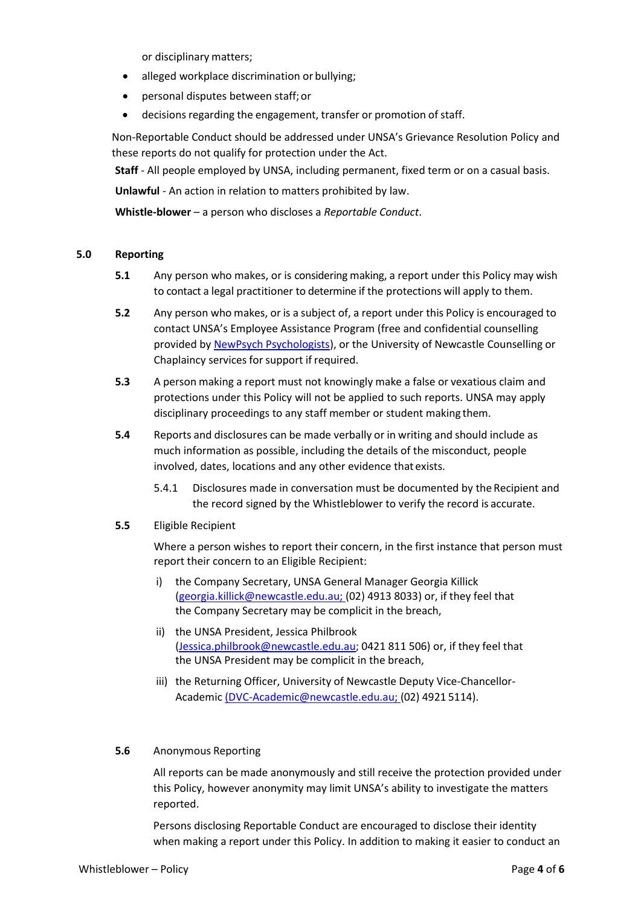or disciplinary matters;

- alleged workplace discrimination or bullying;
- personal disputes between staff; or
- decisions regarding the engagement, transfer or promotion of staff.

Non-Reportable Conduct should be addressed under UNSA's Grievance Resolution Policy and these reports do not qualify for protection under the Act.

**Staff** - All people employed by UNSA, including permanent, fixed term or on a casual basis.

**Unlawful** - An action in relation to matters prohibited by law.

**Whistle-blower** – a person who discloses a *Reportable Conduct*.

## 5.0 Reporting

**5.1** Any person who makes, or is considering making, a report under this Policy may wish to contact a legal practitioner to determine if the protections will apply to them.

**5.2** Any person who makes, or is a subject of, a report under this Policy is encouraged to contact UNSA's Employee Assistance Program (free and confidential counselling provided by NewPsych Psychologists), or the University of Newcastle Counselling or Chaplaincy services for support if required.

**5.3** A person making a report must not knowingly make a false or vexatious claim and protections under this Policy will not be applied to such reports. UNSA may apply disciplinary proceedings to any staff member or student making them.

**5.4** Reports and disclosures can be made verbally or in writing and should include as much information as possible, including the details of the misconduct, people involved, dates, locations and any other evidence that exists.

5.4.1 Disclosures made in conversation must be documented by the Recipient and the record signed by the Whistleblower to verify the record is accurate.

**5.5** Eligible Recipient

Where a person wishes to report their concern, in the first instance that person must report their concern to an Eligible Recipient:

i) the Company Secretary, UNSA General Manager Georgia Killick (georgia.killick@newcastle.edu.au; (02) 4913 8033) or, if they feel that the Company Secretary may be complicit in the breach,

ii) the UNSA President, Jessica Philbrook (Jessica.philbrook@newcastle.edu.au; 0421 811 506) or, if they feel that the UNSA President may be complicit in the breach,

iii) the Returning Officer, University of Newcastle Deputy Vice-Chancellor-Academic (DVC-Academic@newcastle.edu.au; (02) 4921 5114).

**5.6** Anonymous Reporting

All reports can be made anonymously and still receive the protection provided under this Policy, however anonymity may limit UNSA's ability to investigate the matters reported.

Persons disclosing Reportable Conduct are encouraged to disclose their identity when making a report under this Policy. In addition to making it easier to conduct an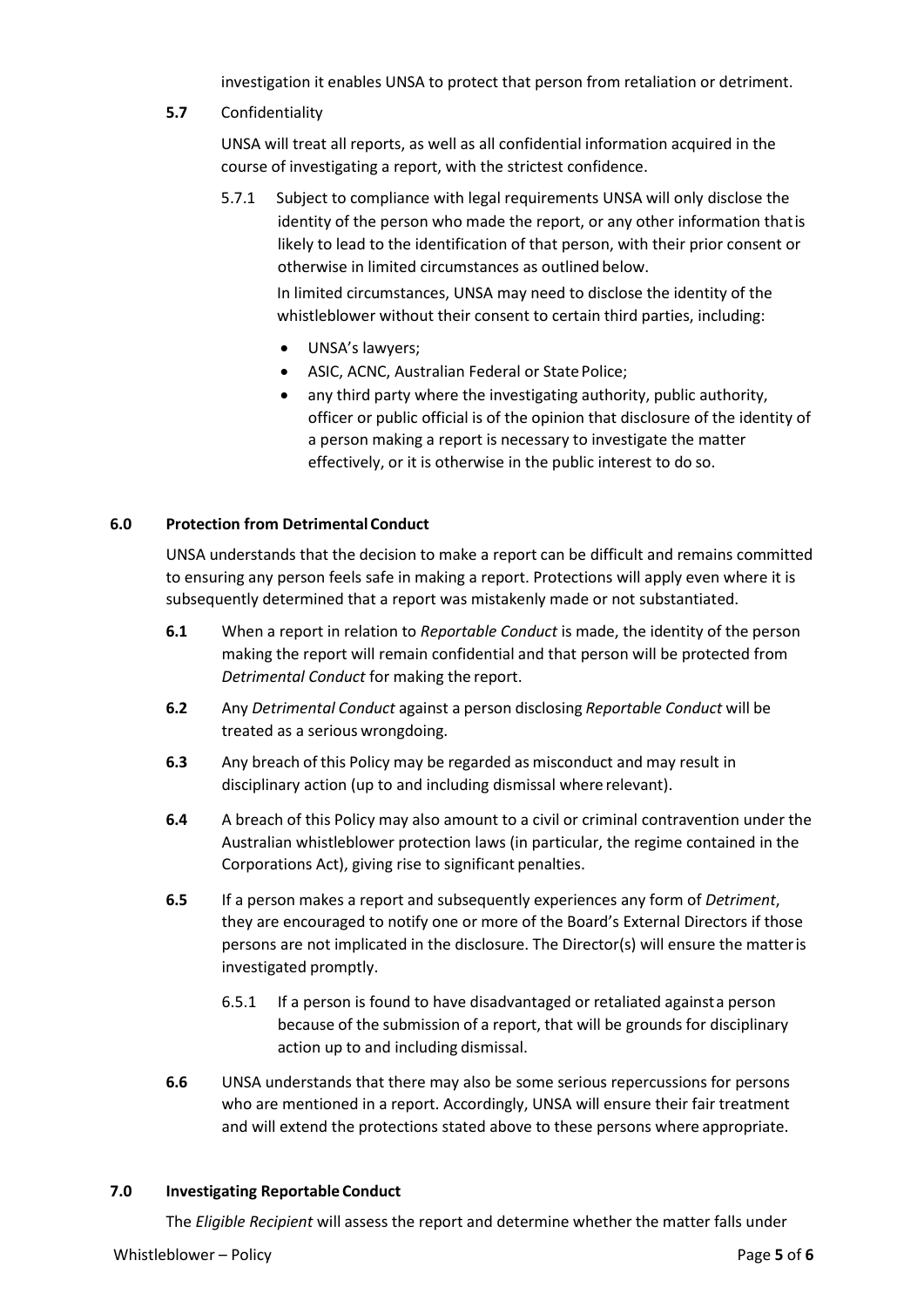investigation it enables UNSA to protect that person from retaliation or detriment.

**5.7** Confidentiality

UNSA will treat all reports, as well as all confidential information acquired in the course of investigating a report, with the strictest confidence.

5.7.1 Subject to compliance with legal requirements UNSA will only disclose the identity of the person who made the report, or any other information that is likely to lead to the identification of that person, with their prior consent or otherwise in limited circumstances as outlined below.

In limited circumstances, UNSA may need to disclose the identity of the whistleblower without their consent to certain third parties, including:

- UNSA's lawyers;
- ASIC, ACNC, Australian Federal or State Police;
- any third party where the investigating authority, public authority, officer or public official is of the opinion that disclosure of the identity of a person making a report is necessary to investigate the matter effectively, or it is otherwise in the public interest to do so.

## 6.0 Protection from Detrimental Conduct

UNSA understands that the decision to make a report can be difficult and remains committed to ensuring any person feels safe in making a report. Protections will apply even where it is subsequently determined that a report was mistakenly made or not substantiated.

**6.1** When a report in relation to *Reportable Conduct* is made, the identity of the person making the report will remain confidential and that person will be protected from *Detrimental Conduct* for making the report.

**6.2** Any *Detrimental Conduct* against a person disclosing *Reportable Conduct* will be treated as a serious wrongdoing.

**6.3** Any breach of this Policy may be regarded as misconduct and may result in disciplinary action (up to and including dismissal where relevant).

**6.4** A breach of this Policy may also amount to a civil or criminal contravention under the Australian whistleblower protection laws (in particular, the regime contained in the Corporations Act), giving rise to significant penalties.

**6.5** If a person makes a report and subsequently experiences any form of *Detriment*, they are encouraged to notify one or more of the Board's External Directors if those persons are not implicated in the disclosure. The Director(s) will ensure the matter is investigated promptly.

6.5.1 If a person is found to have disadvantaged or retaliated against a person because of the submission of a report, that will be grounds for disciplinary action up to and including dismissal.

**6.6** UNSA understands that there may also be some serious repercussions for persons who are mentioned in a report. Accordingly, UNSA will ensure their fair treatment and will extend the protections stated above to these persons where appropriate.

## 7.0 Investigating Reportable Conduct

The *Eligible Recipient* will assess the report and determine whether the matter falls under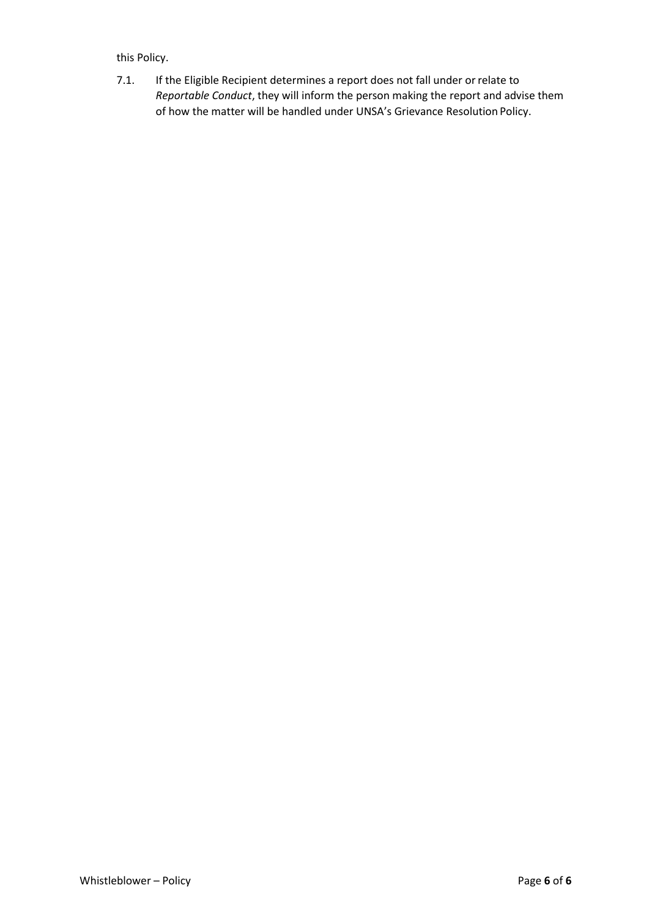this Policy.

7.1. If the Eligible Recipient determines a report does not fall under or relate to *Reportable Conduct*, they will inform the person making the report and advise them of how the matter will be handled under UNSA's Grievance Resolution Policy.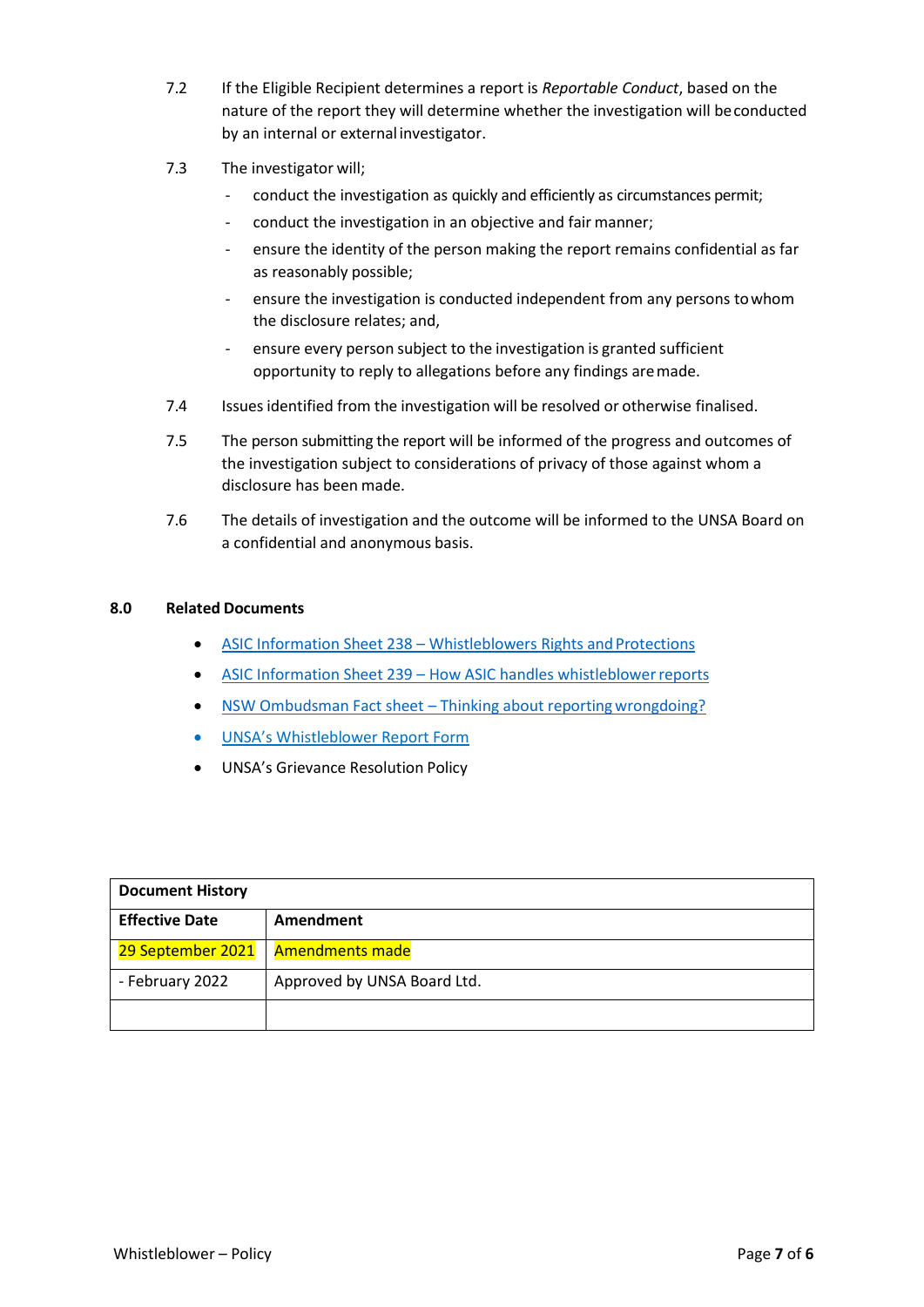7.2 If the Eligible Recipient determines a report is *Reportable Conduct*, based on the nature of the report they will determine whether the investigation will be conducted by an internal or external investigator.

7.3 The investigator will;

- conduct the investigation as quickly and efficiently as circumstances permit;
- conduct the investigation in an objective and fair manner;
- ensure the identity of the person making the report remains confidential as far as reasonably possible;
- ensure the investigation is conducted independent from any persons to whom the disclosure relates; and,
- ensure every person subject to the investigation is granted sufficient opportunity to reply to allegations before any findings are made.

7.4 Issues identified from the investigation will be resolved or otherwise finalised.

7.5 The person submitting the report will be informed of the progress and outcomes of the investigation subject to considerations of privacy of those against whom a disclosure has been made.

7.6 The details of investigation and the outcome will be informed to the UNSA Board on a confidential and anonymous basis.

## 8.0 Related Documents

- ASIC Information Sheet 238 – Whistleblowers Rights and Protections
- ASIC Information Sheet 239 – How ASIC handles whistleblower reports
- NSW Ombudsman Fact sheet – Thinking about reporting wrongdoing?
- UNSA's Whistleblower Report Form
- UNSA's Grievance Resolution Policy

| Document History | |
|---|---|
| **Effective Date** | **Amendment** |
| 29 September 2021 | Amendments made |
| - February 2022 | Approved by UNSA Board Ltd. |
| | |